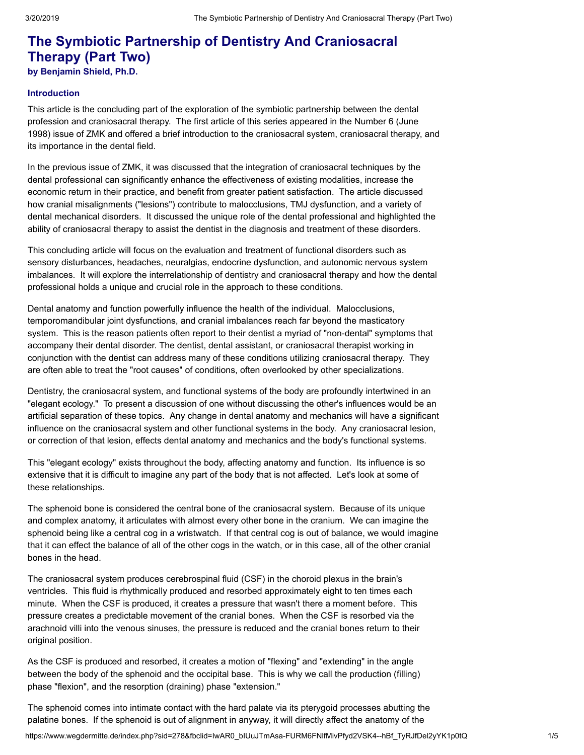# The Symbiotic Partnership of Dentistry And Craniosacral Therapy (Part Two)

**by Benjamin Shield, Ph.D.**

### Introduction

This article is the concluding part of the exploration of the symbiotic partnership between the dental profession and craniosacral therapy. The first article of this series appeared in the Number 6 (June 1998) issue of ZMK and offered a brief introduction to the craniosacral system, craniosacral therapy, and its importance in the dental field.

In the previous issue of ZMK, it was discussed that the integration of craniosacral techniques by the dental professional can significantly enhance the effectiveness of existing modalities, increase the economic return in their practice, and benefit from greater patient satisfaction. The article discussed how cranial misalignments ("lesions") contribute to malocclusions, TMJ dysfunction, and a variety of dental mechanical disorders. It discussed the unique role of the dental professional and highlighted the ability of craniosacral therapy to assist the dentist in the diagnosis and treatment of these disorders.

This concluding article will focus on the evaluation and treatment of functional disorders such as sensory disturbances, headaches, neuralgias, endocrine dysfunction, and autonomic nervous system imbalances. It will explore the interrelationship of dentistry and craniosacral therapy and how the dental professional holds a unique and crucial role in the approach to these conditions.

Dental anatomy and function powerfully influence the health of the individual. Malocclusions, temporomandibular joint dysfunctions, and cranial imbalances reach far beyond the masticatory system. This is the reason patients often report to their dentist a myriad of "non-dental" symptoms that accompany their dental disorder. The dentist, dental assistant, or craniosacral therapist working in conjunction with the dentist can address many of these conditions utilizing craniosacral therapy. They are often able to treat the "root causes" of conditions, often overlooked by other specializations.

Dentistry, the craniosacral system, and functional systems of the body are profoundly intertwined in an "elegant ecology." To present a discussion of one without discussing the other's influences would be an artificial separation of these topics. Any change in dental anatomy and mechanics will have a significant influence on the craniosacral system and other functional systems in the body. Any craniosacral lesion, or correction of that lesion, effects dental anatomy and mechanics and the body's functional systems.

This "elegant ecology" exists throughout the body, affecting anatomy and function. Its influence is so extensive that it is difficult to imagine any part of the body that is not affected. Let's look at some of these relationships.

The sphenoid bone is considered the central bone of the craniosacral system. Because of its unique and complex anatomy, it articulates with almost every other bone in the cranium. We can imagine the sphenoid being like a central cog in a wristwatch. If that central cog is out of balance, we would imagine that it can effect the balance of all of the other cogs in the watch, or in this case, all of the other cranial bones in the head.

The craniosacral system produces cerebrospinal fluid (CSF) in the choroid plexus in the brain's ventricles. This fluid is rhythmically produced and resorbed approximately eight to ten times each minute. When the CSF is produced, it creates a pressure that wasn't there a moment before. This pressure creates a predictable movement of the cranial bones. When the CSF is resorbed via the arachnoid villi into the venous sinuses, the pressure is reduced and the cranial bones return to their original position.

As the CSF is produced and resorbed, it creates a motion of "flexing" and "extending" in the angle between the body of the sphenoid and the occipital base. This is why we call the production (filling) phase "flexion", and the resorption (draining) phase "extension."

The sphenoid comes into intimate contact with the hard palate via its pterygoid processes abutting the palatine bones. If the sphenoid is out of alignment in anyway, it will directly affect the anatomy of the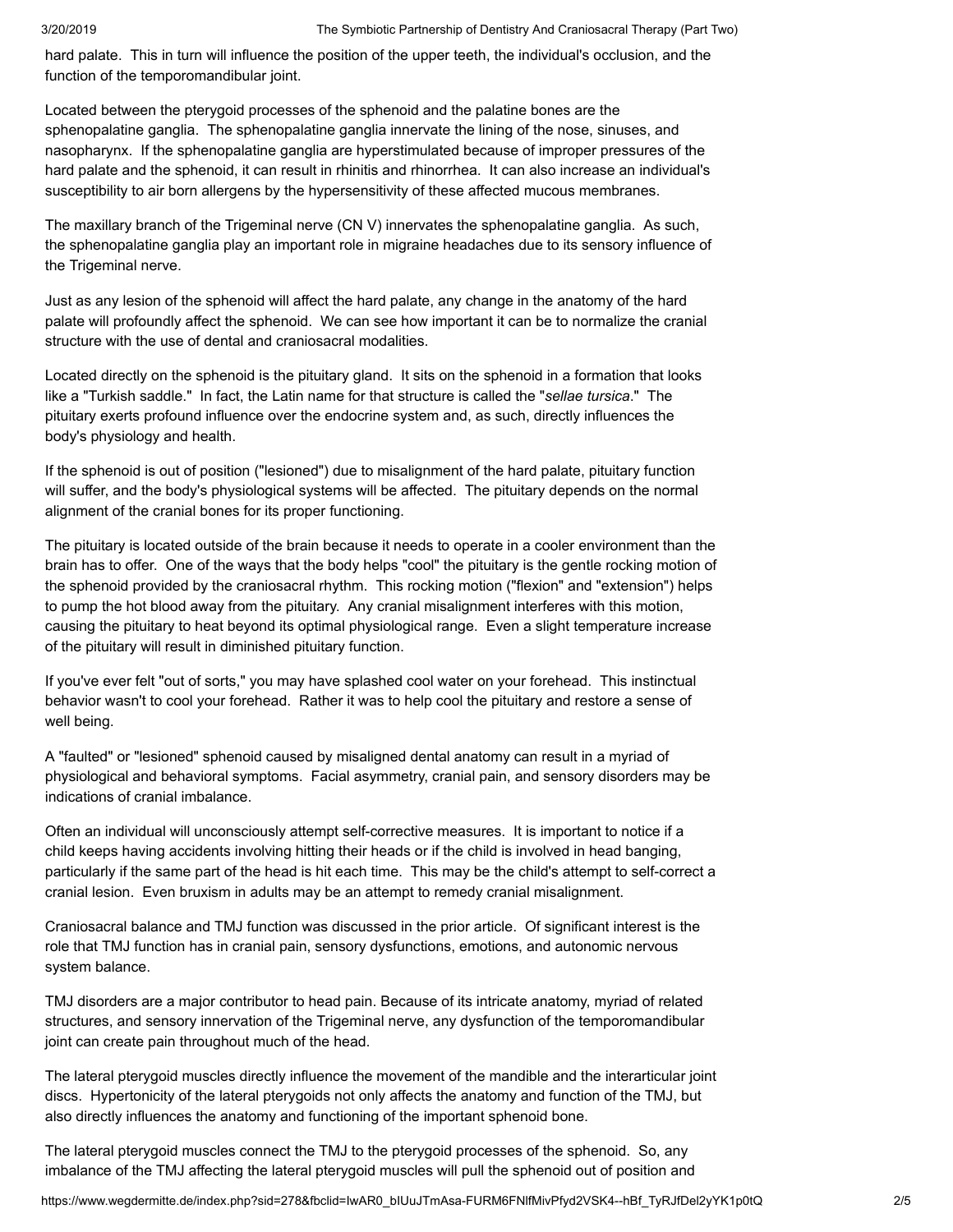hard palate. This in turn will influence the position of the upper teeth, the individual's occlusion, and the function of the temporomandibular joint.

Located between the pterygoid processes of the sphenoid and the palatine bones are the sphenopalatine ganglia. The sphenopalatine ganglia innervate the lining of the nose, sinuses, and nasopharynx. If the sphenopalatine ganglia are hyperstimulated because of improper pressures of the hard palate and the sphenoid, it can result in rhinitis and rhinorrhea. It can also increase an individual's susceptibility to air born allergens by the hypersensitivity of these affected mucous membranes.

The maxillary branch of the Trigeminal nerve (CN V) innervates the sphenopalatine ganglia. As such, the sphenopalatine ganglia play an important role in migraine headaches due to its sensory influence of the Trigeminal nerve.

Just as any lesion of the sphenoid will affect the hard palate, any change in the anatomy of the hard palate will profoundly affect the sphenoid. We can see how important it can be to normalize the cranial structure with the use of dental and craniosacral modalities.

Located directly on the sphenoid is the pituitary gland. It sits on the sphenoid in a formation that looks like a "Turkish saddle." In fact, the Latin name for that structure is called the "*sellae tursica*." The pituitary exerts profound influence over the endocrine system and, as such, directly influences the body's physiology and health.

If the sphenoid is out of position ("lesioned") due to misalignment of the hard palate, pituitary function will suffer, and the body's physiological systems will be affected. The pituitary depends on the normal alignment of the cranial bones for its proper functioning.

The pituitary is located outside of the brain because it needs to operate in a cooler environment than the brain has to offer. One of the ways that the body helps "cool" the pituitary is the gentle rocking motion of the sphenoid provided by the craniosacral rhythm. This rocking motion ("flexion" and "extension") helps to pump the hot blood away from the pituitary. Any cranial misalignment interferes with this motion, causing the pituitary to heat beyond its optimal physiological range. Even a slight temperature increase of the pituitary will result in diminished pituitary function.

If you've ever felt "out of sorts," you may have splashed cool water on your forehead. This instinctual behavior wasn't to cool your forehead. Rather it was to help cool the pituitary and restore a sense of well being.

A "faulted" or "lesioned" sphenoid caused by misaligned dental anatomy can result in a myriad of physiological and behavioral symptoms. Facial asymmetry, cranial pain, and sensory disorders may be indications of cranial imbalance.

Often an individual will unconsciously attempt self-corrective measures. It is important to notice if a child keeps having accidents involving hitting their heads or if the child is involved in head banging, particularly if the same part of the head is hit each time. This may be the child's attempt to self-correct a cranial lesion. Even bruxism in adults may be an attempt to remedy cranial misalignment.

Craniosacral balance and TMJ function was discussed in the prior article. Of significant interest is the role that TMJ function has in cranial pain, sensory dysfunctions, emotions, and autonomic nervous system balance.

TMJ disorders are a major contributor to head pain. Because of its intricate anatomy, myriad of related structures, and sensory innervation of the Trigeminal nerve, any dysfunction of the temporomandibular joint can create pain throughout much of the head.

The lateral pterygoid muscles directly influence the movement of the mandible and the interarticular joint discs. Hypertonicity of the lateral pterygoids not only affects the anatomy and function of the TMJ, but also directly influences the anatomy and functioning of the important sphenoid bone.

The lateral pterygoid muscles connect the TMJ to the pterygoid processes of the sphenoid. So, any imbalance of the TMJ affecting the lateral pterygoid muscles will pull the sphenoid out of position and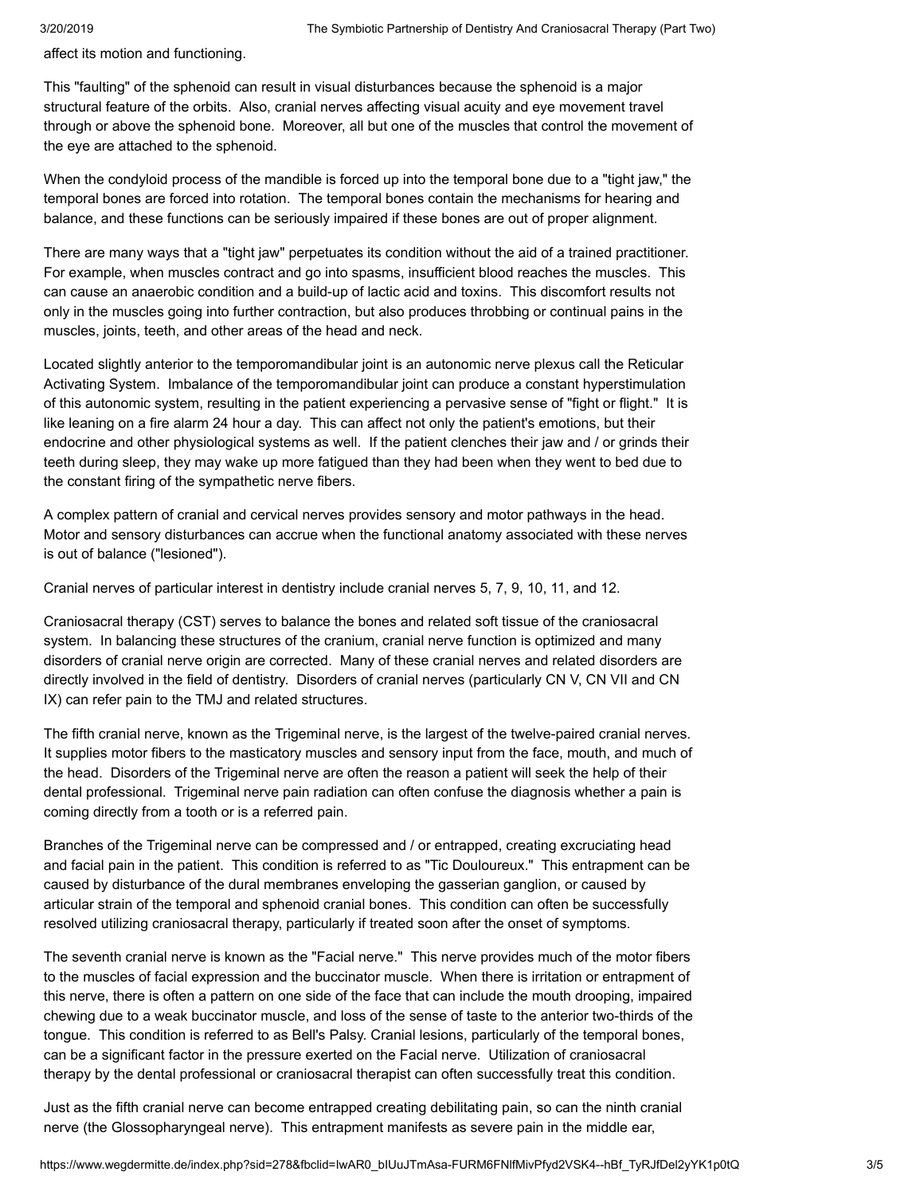affect its motion and functioning.

This "faulting" of the sphenoid can result in visual disturbances because the sphenoid is a major structural feature of the orbits. Also, cranial nerves affecting visual acuity and eye movement travel through or above the sphenoid bone. Moreover, all but one of the muscles that control the movement of the eye are attached to the sphenoid.

When the condyloid process of the mandible is forced up into the temporal bone due to a "tight jaw," the temporal bones are forced into rotation. The temporal bones contain the mechanisms for hearing and balance, and these functions can be seriously impaired if these bones are out of proper alignment.

There are many ways that a "tight jaw" perpetuates its condition without the aid of a trained practitioner. For example, when muscles contract and go into spasms, insufficient blood reaches the muscles. This can cause an anaerobic condition and a build-up of lactic acid and toxins. This discomfort results not only in the muscles going into further contraction, but also produces throbbing or continual pains in the muscles, joints, teeth, and other areas of the head and neck.

Located slightly anterior to the temporomandibular joint is an autonomic nerve plexus call the Reticular Activating System. Imbalance of the temporomandibular joint can produce a constant hyperstimulation of this autonomic system, resulting in the patient experiencing a pervasive sense of "fight or flight." It is like leaning on a fire alarm 24 hour a day. This can affect not only the patient's emotions, but their endocrine and other physiological systems as well. If the patient clenches their jaw and / or grinds their teeth during sleep, they may wake up more fatigued than they had been when they went to bed due to the constant firing of the sympathetic nerve fibers.

A complex pattern of cranial and cervical nerves provides sensory and motor pathways in the head. Motor and sensory disturbances can accrue when the functional anatomy associated with these nerves is out of balance ("lesioned").

Cranial nerves of particular interest in dentistry include cranial nerves 5, 7, 9, 10, 11, and 12.

Craniosacral therapy (CST) serves to balance the bones and related soft tissue of the craniosacral system. In balancing these structures of the cranium, cranial nerve function is optimized and many disorders of cranial nerve origin are corrected. Many of these cranial nerves and related disorders are directly involved in the field of dentistry. Disorders of cranial nerves (particularly CN V, CN VII and CN IX) can refer pain to the TMJ and related structures.

The fifth cranial nerve, known as the Trigeminal nerve, is the largest of the twelve-paired cranial nerves. It supplies motor fibers to the masticatory muscles and sensory input from the face, mouth, and much of the head. Disorders of the Trigeminal nerve are often the reason a patient will seek the help of their dental professional. Trigeminal nerve pain radiation can often confuse the diagnosis whether a pain is coming directly from a tooth or is a referred pain.

Branches of the Trigeminal nerve can be compressed and / or entrapped, creating excruciating head and facial pain in the patient. This condition is referred to as "Tic Douloureux." This entrapment can be caused by disturbance of the dural membranes enveloping the gasserian ganglion, or caused by articular strain of the temporal and sphenoid cranial bones. This condition can often be successfully resolved utilizing craniosacral therapy, particularly if treated soon after the onset of symptoms.

The seventh cranial nerve is known as the "Facial nerve." This nerve provides much of the motor fibers to the muscles of facial expression and the buccinator muscle. When there is irritation or entrapment of this nerve, there is often a pattern on one side of the face that can include the mouth drooping, impaired chewing due to a weak buccinator muscle, and loss of the sense of taste to the anterior two-thirds of the tongue. This condition is referred to as Bell's Palsy. Cranial lesions, particularly of the temporal bones, can be a significant factor in the pressure exerted on the Facial nerve. Utilization of craniosacral therapy by the dental professional or craniosacral therapist can often successfully treat this condition.

Just as the fifth cranial nerve can become entrapped creating debilitating pain, so can the ninth cranial nerve (the Glossopharyngeal nerve). This entrapment manifests as severe pain in the middle ear,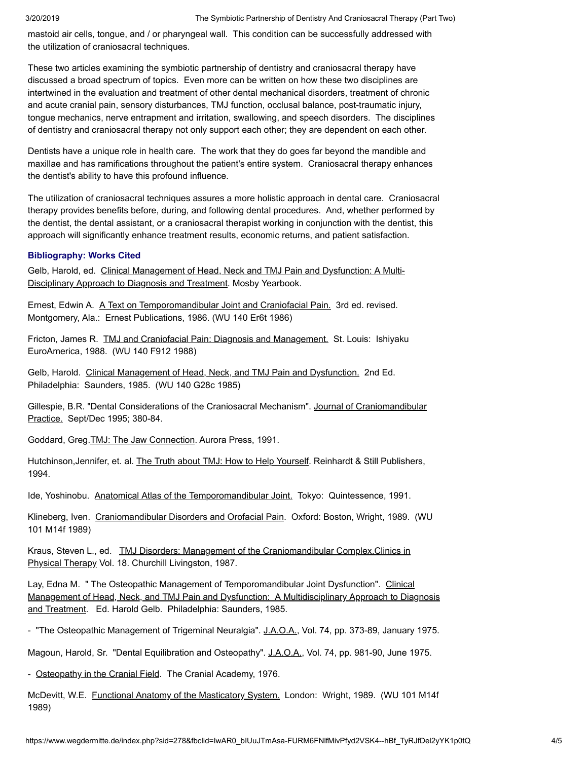mastoid air cells, tongue, and / or pharyngeal wall. This condition can be successfully addressed with the utilization of craniosacral techniques.

These two articles examining the symbiotic partnership of dentistry and craniosacral therapy have discussed a broad spectrum of topics. Even more can be written on how these two disciplines are intertwined in the evaluation and treatment of other dental mechanical disorders, treatment of chronic and acute cranial pain, sensory disturbances, TMJ function, occlusal balance, post-traumatic injury, tongue mechanics, nerve entrapment and irritation, swallowing, and speech disorders. The disciplines of dentistry and craniosacral therapy not only support each other; they are dependent on each other.

Dentists have a unique role in health care. The work that they do goes far beyond the mandible and maxillae and has ramifications throughout the patient's entire system. Craniosacral therapy enhances the dentist's ability to have this profound influence.

The utilization of craniosacral techniques assures a more holistic approach in dental care. Craniosacral therapy provides benefits before, during, and following dental procedures. And, whether performed by the dentist, the dental assistant, or a craniosacral therapist working in conjunction with the dentist, this approach will significantly enhance treatment results, economic returns, and patient satisfaction.

### Bibliography: Works Cited

Gelb, Harold, ed. Clinical Management of Head, Neck and TMJ Pain and Dysfunction: A Multi-Disciplinary Approach to Diagnosis and Treatment. Mosby Yearbook.

Ernest, Edwin A. A Text on Temporomandibular Joint and Craniofacial Pain. 3rd ed. revised. Montgomery, Ala.: Ernest Publications, 1986. (WU 140 Er6t 1986)

Fricton, James R. TMJ and Craniofacial Pain: Diagnosis and Management. St. Louis: Ishiyaku EuroAmerica, 1988. (WU 140 F912 1988)

Gelb, Harold. Clinical Management of Head, Neck, and TMJ Pain and Dysfunction. 2nd Ed. Philadelphia: Saunders, 1985. (WU 140 G28c 1985)

Gillespie, B.R. "Dental Considerations of the Craniosacral Mechanism". Journal of Craniomandibular Practice. Sept/Dec 1995; 380-84.

Goddard, Greg.TMJ: The Jaw Connection. Aurora Press, 1991.

Hutchinson,Jennifer, et. al. The Truth about TMJ: How to Help Yourself. Reinhardt & Still Publishers, 1994.

Ide, Yoshinobu. Anatomical Atlas of the Temporomandibular Joint. Tokyo: Quintessence, 1991.

Klineberg, Iven. Craniomandibular Disorders and Orofacial Pain. Oxford: Boston, Wright, 1989. (WU 101 M14f 1989)

Kraus, Steven L., ed. TMJ Disorders: Management of the Craniomandibular Complex.Clinics in Physical Therapy Vol. 18. Churchill Livingston, 1987.

Lay, Edna M. " The Osteopathic Management of Temporomandibular Joint Dysfunction". Clinical Management of Head, Neck, and TMJ Pain and Dysfunction: A Multidisciplinary Approach to Diagnosis and Treatment. Ed. Harold Gelb. Philadelphia: Saunders, 1985.

- "The Osteopathic Management of Trigeminal Neuralgia". J.A.O.A., Vol. 74, pp. 373-89, January 1975.

Magoun, Harold, Sr. "Dental Equilibration and Osteopathy". J.A.O.A., Vol. 74, pp. 981-90, June 1975.

- Osteopathy in the Cranial Field. The Cranial Academy, 1976.

McDevitt, W.E. Functional Anatomy of the Masticatory System. London: Wright, 1989. (WU 101 M14f 1989)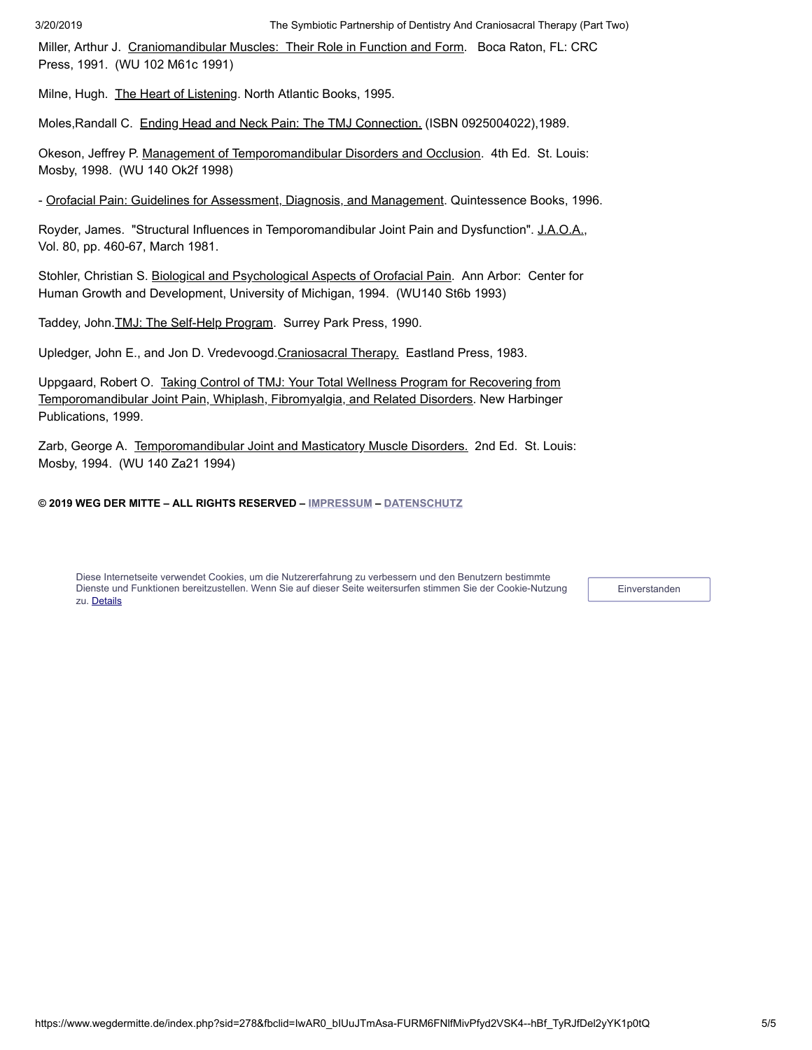Miller, Arthur J. Craniomandibular Muscles: Their Role in Function and Form. Boca Raton, FL: CRC Press, 1991. (WU 102 M61c 1991)

Milne, Hugh. The Heart of Listening. North Atlantic Books, 1995.

Moles,Randall C. Ending Head and Neck Pain: The TMJ Connection. (ISBN 0925004022),1989.

Okeson, Jeffrey P. Management of Temporomandibular Disorders and Occlusion. 4th Ed. St. Louis: Mosby, 1998. (WU 140 Ok2f 1998)

- Orofacial Pain: Guidelines for Assessment, Diagnosis, and Management. Quintessence Books, 1996.

Royder, James. "Structural Influences in Temporomandibular Joint Pain and Dysfunction". J.A.O.A., Vol. 80, pp. 460-67, March 1981.

Stohler, Christian S. Biological and Psychological Aspects of Orofacial Pain. Ann Arbor: Center for Human Growth and Development, University of Michigan, 1994. (WU140 St6b 1993)

Taddey, John.TMJ: The Self-Help Program. Surrey Park Press, 1990.

Upledger, John E., and Jon D. Vredevoogd.Craniosacral Therapy. Eastland Press, 1983.

Uppgaard, Robert O. Taking Control of TMJ: Your Total Wellness Program for Recovering from Temporomandibular Joint Pain, Whiplash, Fibromyalgia, and Related Disorders. New Harbinger Publications, 1999.

Zarb, George A. Temporomandibular Joint and Masticatory Muscle Disorders. 2nd Ed. St. Louis: Mosby, 1994. (WU 140 Za21 1994)

**© 2019 WEG DER MITTE – ALL RIGHTS RESERVED – IMPRESSUM – DATENSCHUTZ**

Diese Internetseite verwendet Cookies, um die Nutzererfahrung zu verbessern und den Benutzern bestimmte Dienste und Funktionen bereitzustellen. Wenn Sie auf dieser Seite weitersurfen stimmen Sie der Cookie-Nutzung zu. Details

Einverstanden